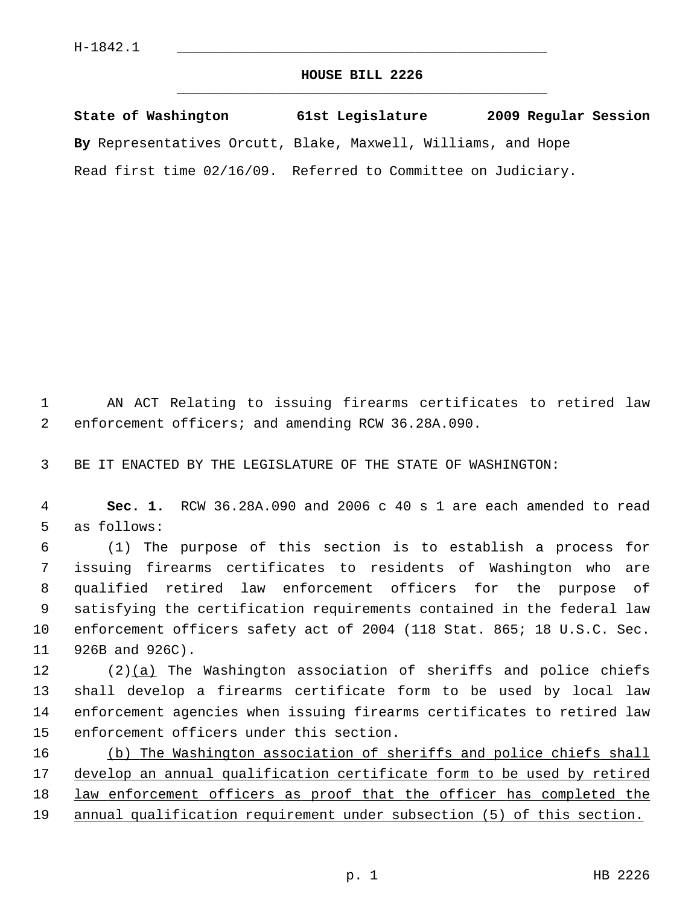H-1842.1

# HOUSE BILL 2226

**State of Washington 61st Legislature 2009 Regular Session**

**By** Representatives Orcutt, Blake, Maxwell, Williams, and Hope

Read first time 02/16/09. Referred to Committee on Judiciary.

AN ACT Relating to issuing firearms certificates to retired law enforcement officers; and amending RCW 36.28A.090.

BE IT ENACTED BY THE LEGISLATURE OF THE STATE OF WASHINGTON:

**Sec. 1.** RCW 36.28A.090 and 2006 c 40 s 1 are each amended to read as follows:

(1) The purpose of this section is to establish a process for issuing firearms certificates to residents of Washington who are qualified retired law enforcement officers for the purpose of satisfying the certification requirements contained in the federal law enforcement officers safety act of 2004 (118 Stat. 865; 18 U.S.C. Sec. 926B and 926C).

(2)<u>(a)</u> The Washington association of sheriffs and police chiefs shall develop a firearms certificate form to be used by local law enforcement agencies when issuing firearms certificates to retired law enforcement officers under this section.

<u>(b) The Washington association of sheriffs and police chiefs shall develop an annual qualification certificate form to be used by retired law enforcement officers as proof that the officer has completed the annual qualification requirement under subsection (5) of this section.</u>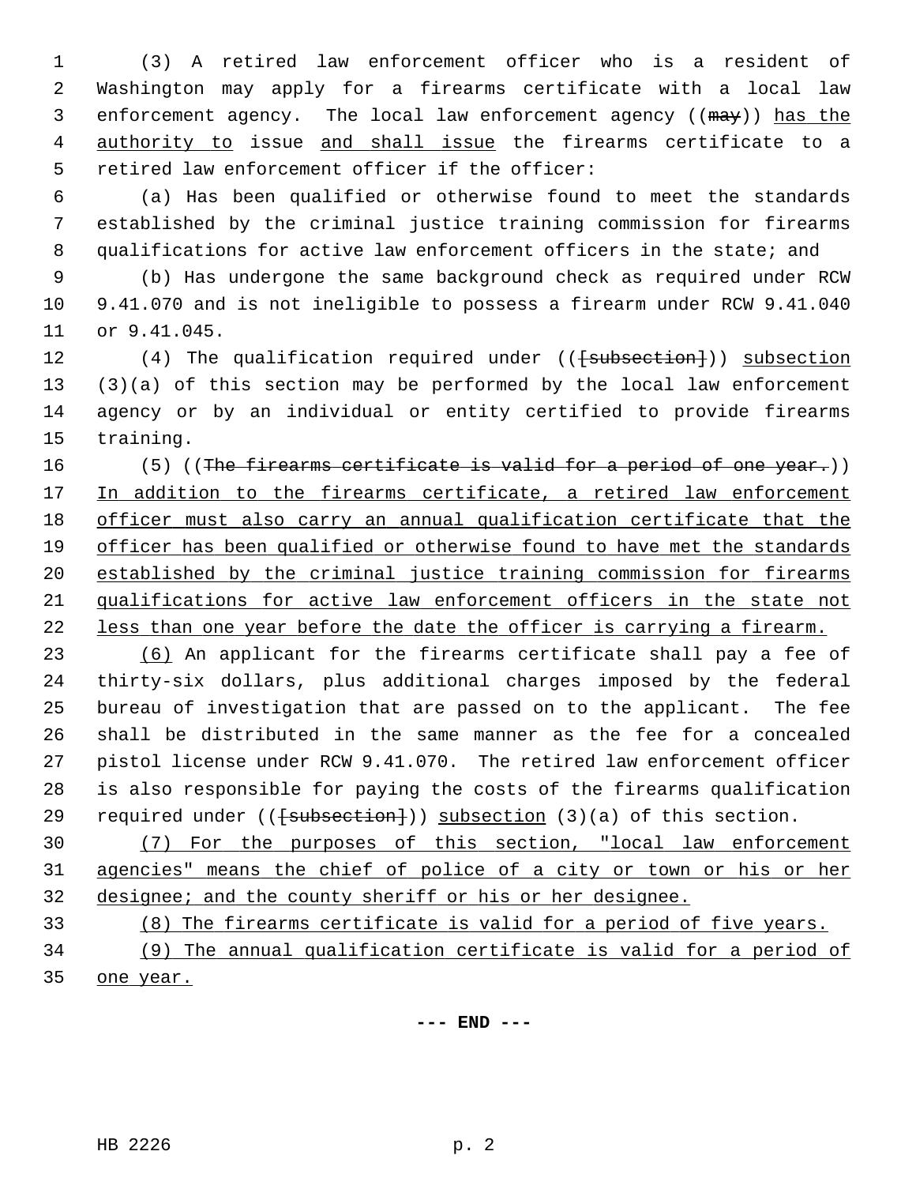(3) A retired law enforcement officer who is a resident of Washington may apply for a firearms certificate with a local law enforcement agency. The local law enforcement agency ((~~may~~)) <u>has the authority to</u> issue <u>and shall issue</u> the firearms certificate to a retired law enforcement officer if the officer:

(a) Has been qualified or otherwise found to meet the standards established by the criminal justice training commission for firearms qualifications for active law enforcement officers in the state; and

(b) Has undergone the same background check as required under RCW 9.41.070 and is not ineligible to possess a firearm under RCW 9.41.040 or 9.41.045.

(4) The qualification required under ((~~[subsection]~~)) <u>subsection</u> (3)(a) of this section may be performed by the local law enforcement agency or by an individual or entity certified to provide firearms training.

(5) ((~~The firearms certificate is valid for a period of one year.~~)) <u>In addition to the firearms certificate, a retired law enforcement officer must also carry an annual qualification certificate that the officer has been qualified or otherwise found to have met the standards established by the criminal justice training commission for firearms qualifications for active law enforcement officers in the state not less than one year before the date the officer is carrying a firearm.</u>

<u>(6)</u> An applicant for the firearms certificate shall pay a fee of thirty-six dollars, plus additional charges imposed by the federal bureau of investigation that are passed on to the applicant. The fee shall be distributed in the same manner as the fee for a concealed pistol license under RCW 9.41.070. The retired law enforcement officer is also responsible for paying the costs of the firearms qualification required under ((~~[subsection]~~)) <u>subsection</u> (3)(a) of this section.

<u>(7) For the purposes of this section, "local law enforcement agencies" means the chief of police of a city or town or his or her designee; and the county sheriff or his or her designee.</u>

<u>(8) The firearms certificate is valid for a period of five years.</u>

<u>(9) The annual qualification certificate is valid for a period of one year.</u>

**--- END ---**